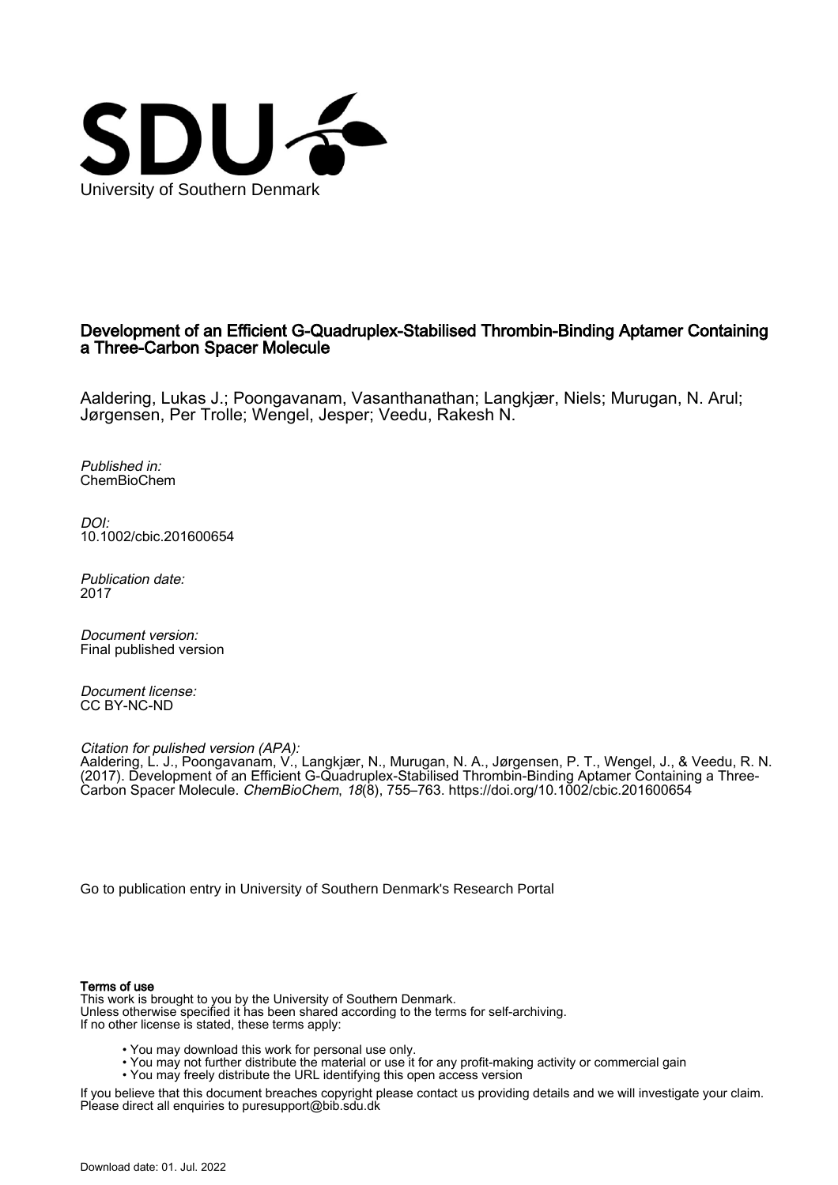University of Southern Denmark

# Development of an Efficient G-Quadruplex-Stabilised Thrombin-Binding Aptamer Containing a Three-Carbon Spacer Molecule

Aaldering, Lukas J.; Poongavanam, Vasanthanathan; Langkjær, Niels; Murugan, N. Arul; Jørgensen, Per Trolle; Wengel, Jesper; Veedu, Rakesh N.

*Published in:*
ChemBioChem

*DOI:*
10.1002/cbic.201600654

*Publication date:*
2017

*Document version:*
Final published version

*Document license:*
CC BY-NC-ND

*Citation for pulished version (APA):*
Aaldering, L. J., Poongavanam, V., Langkjær, N., Murugan, N. A., Jørgensen, P. T., Wengel, J., & Veedu, R. N. (2017). Development of an Efficient G-Quadruplex-Stabilised Thrombin-Binding Aptamer Containing a Three-Carbon Spacer Molecule. *ChemBioChem*, *18*(8), 755–763. https://doi.org/10.1002/cbic.201600654

Go to publication entry in University of Southern Denmark's Research Portal

**Terms of use**
This work is brought to you by the University of Southern Denmark.
Unless otherwise specified it has been shared according to the terms for self-archiving.
If no other license is stated, these terms apply:

- You may download this work for personal use only.
- You may not further distribute the material or use it for any profit-making activity or commercial gain
- You may freely distribute the URL identifying this open access version

If you believe that this document breaches copyright please contact us providing details and we will investigate your claim.
Please direct all enquiries to puresupport@bib.sdu.dk

Download date: 01. Jul. 2022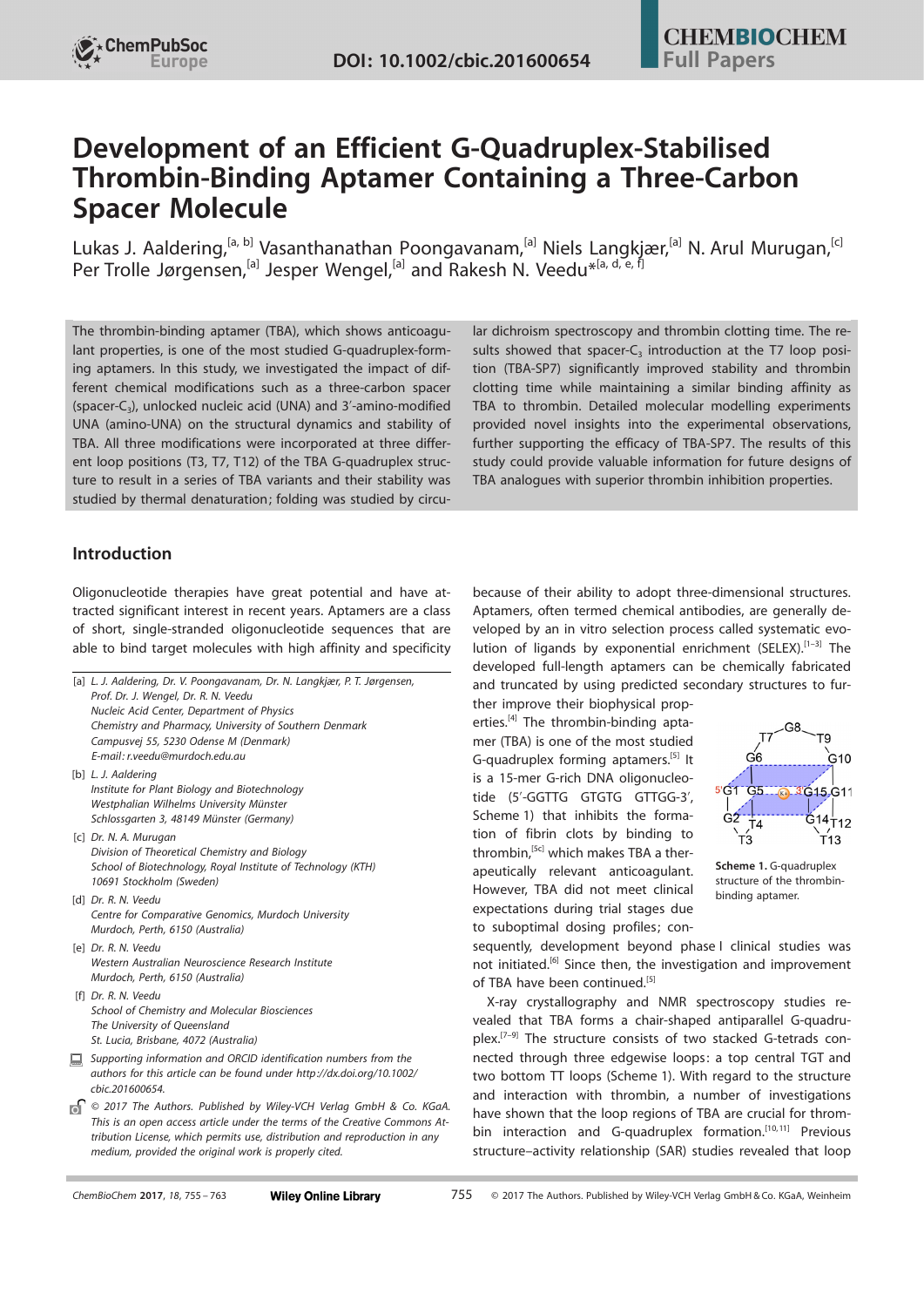# Development of an Efficient G-Quadruplex-Stabilised Thrombin-Binding Aptamer Containing a Three-Carbon Spacer Molecule

Lukas J. Aaldering,[a, b] Vasanthanathan Poongavanam,[a] Niels Langkjær,[a] N. Arul Murugan,[c] Per Trolle Jørgensen,[a] Jesper Wengel,[a] and Rakesh N. Veedu*[a, d, e, f]

The thrombin-binding aptamer (TBA), which shows anticoagulant properties, is one of the most studied G-quadruplex-forming aptamers. In this study, we investigated the impact of different chemical modifications such as a three-carbon spacer (spacer-$C_3$), unlocked nucleic acid (UNA) and 3′-amino-modified UNA (amino-UNA) on the structural dynamics and stability of TBA. All three modifications were incorporated at three different loop positions (T3, T7, T12) of the TBA G-quadruplex structure to result in a series of TBA variants and their stability was studied by thermal denaturation; folding was studied by circular dichroism spectroscopy and thrombin clotting time. The results showed that spacer-$C_3$ introduction at the T7 loop position (TBA-SP7) significantly improved stability and thrombin clotting time while maintaining a similar binding affinity as TBA to thrombin. Detailed molecular modelling experiments provided novel insights into the experimental observations, further supporting the efficacy of TBA-SP7. The results of this study could provide valuable information for future designs of TBA analogues with superior thrombin inhibition properties.

## Introduction

Oligonucleotide therapies have great potential and have attracted significant interest in recent years. Aptamers are a class of short, single-stranded oligonucleotide sequences that are able to bind target molecules with high affinity and specificity because of their ability to adopt three-dimensional structures. Aptamers, often termed chemical antibodies, are generally developed by an in vitro selection process called systematic evolution of ligands by exponential enrichment (SELEX).[1–3] The developed full-length aptamers can be chemically fabricated and truncated by using predicted secondary structures to further improve their biophysical properties.[4] The thrombin-binding aptamer (TBA) is one of the most studied G-quadruplex forming aptamers.[5] It is a 15-mer G-rich DNA oligonucleotide (5′-GGTTG GTGTG GTTGG-3′, Scheme 1) that inhibits the formation of fibrin clots by binding to thrombin,[5c] which makes TBA a therapeutically relevant anticoagulant. However, TBA did not meet clinical expectations during trial stages due to suboptimal dosing profiles; consequently, development beyond phase I clinical studies was not initiated.[6] Since then, the investigation and improvement of TBA have been continued.[5]

**Scheme 1.** G-quadruplex structure of the thrombin-binding aptamer.

X-ray crystallography and NMR spectroscopy studies revealed that TBA forms a chair-shaped antiparallel G-quadruplex.[7–9] The structure consists of two stacked G-tetrads connected through three edgewise loops: a top central TGT and two bottom TT loops (Scheme 1). With regard to the structure and interaction with thrombin, a number of investigations have shown that the loop regions of TBA are crucial for thrombin interaction and G-quadruplex formation.[10,11] Previous structure–activity relationship (SAR) studies revealed that loop

[a] L. J. Aaldering, Dr. V. Poongavanam, Dr. N. Langkjær, P. T. Jørgensen, Prof. Dr. J. Wengel, Dr. R. N. Veedu
Nucleic Acid Center, Department of Physics
Chemistry and Pharmacy, University of Southern Denmark
Campusvej 55, 5230 Odense M (Denmark)
E-mail: r.veedu@murdoch.edu.au

[b] L. J. Aaldering
Institute for Plant Biology and Biotechnology
Westphalian Wilhelms University Münster
Schlossgarten 3, 48149 Münster (Germany)

[c] Dr. N. A. Murugan
Division of Theoretical Chemistry and Biology
School of Biotechnology, Royal Institute of Technology (KTH)
10691 Stockholm (Sweden)

[d] Dr. R. N. Veedu
Centre for Comparative Genomics, Murdoch University
Murdoch, Perth, 6150 (Australia)

[e] Dr. R. N. Veedu
Western Australian Neuroscience Research Institute
Murdoch, Perth, 6150 (Australia)

[f] Dr. R. N. Veedu
School of Chemistry and Molecular Biosciences
The University of Queensland
St. Lucia, Brisbane, 4072 (Australia)

Supporting information and ORCID identification numbers from the authors for this article can be found under http://dx.doi.org/10.1002/cbic.201600654.

© 2017 The Authors. Published by Wiley-VCH Verlag GmbH & Co. KGaA. This is an open access article under the terms of the Creative Commons Attribution License, which permits use, distribution and reproduction in any medium, provided the original work is properly cited.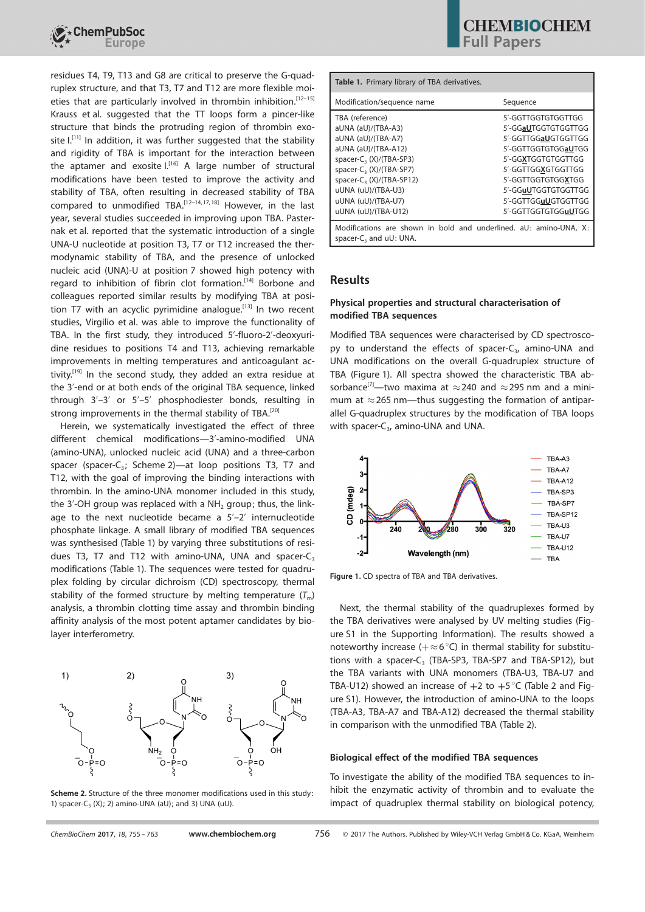residues T4, T9, T13 and G8 are critical to preserve the G-quadruplex structure, and that T3, T7 and T12 are more flexible moieties that are particularly involved in thrombin inhibition.[12–15] Krauss et al. suggested that the TT loops form a pincer-like structure that binds the protruding region of thrombin exosite I.[11] In addition, it was further suggested that the stability and rigidity of TBA is important for the interaction between the aptamer and exosite I.[16] A large number of structural modifications have been tested to improve the activity and stability of TBA, often resulting in decreased stability of TBA compared to unmodified TBA.[12–14,17,18] However, in the last year, several studies succeeded in improving upon TBA. Pasternak et al. reported that the systematic introduction of a single UNA-U nucleotide at position T3, T7 or T12 increased the thermodynamic stability of TBA, and the presence of unlocked nucleic acid (UNA)-U at position 7 showed high potency with regard to inhibition of fibrin clot formation.[14] Borbone and colleagues reported similar results by modifying TBA at position T7 with an acyclic pyrimidine analogue.[13] In two recent studies, Virgilio et al. was able to improve the functionality of TBA. In the first study, they introduced 5′-fluoro-2′-deoxyuridine residues to positions T4 and T13, achieving remarkable improvements in melting temperatures and anticoagulant activity.[19] In the second study, they added an extra residue at the 3′-end or at both ends of the original TBA sequence, linked through 3′–3′ or 5′–5′ phosphodiester bonds, resulting in strong improvements in the thermal stability of TBA.[20]

Herein, we systematically investigated the effect of three different chemical modifications—3′-amino-modified UNA (amino-UNA), unlocked nucleic acid (UNA) and a three-carbon spacer (spacer-$C_3$; Scheme 2)—at loop positions T3, T7 and T12, with the goal of improving the binding interactions with thrombin. In the amino-UNA monomer included in this study, the 3′-OH group was replaced with a $NH_2$ group; thus, the linkage to the next nucleotide became a 5′–2′ internucleotide phosphate linkage. A small library of modified TBA sequences was synthesised (Table 1) by varying three substitutions of residues T3, T7 and T12 with amino-UNA, UNA and spacer-$C_3$ modifications (Table 1). The sequences were tested for quadruplex folding by circular dichroism (CD) spectroscopy, thermal stability of the formed structure by melting temperature ($T_m$) analysis, a thrombin clotting time assay and thrombin binding affinity analysis of the most potent aptamer candidates by biolayer interferometry.

Scheme 2. Structure of the three monomer modifications used in this study: 1) spacer-$C_3$ (X); 2) amino-UNA (aU); and 3) UNA (uU).

**Table 1.** Primary library of TBA derivatives.

| Modification/sequence name | Sequence |
|---|---|
| TBA (reference) | 5′-GGTTGGTGTGGTTGG |
| aUNA (aU)/(TBA-A3) | 5′-GG**aU**TGGTGTGGTTGG |
| aUNA (aU)/(TBA-A7) | 5′-GGTTGG**aU**GTGGTTGG |
| aUNA (aU)/(TBA-A12) | 5′-GGTTGGTGTGG**aU**TGG |
| spacer-$C_3$ (X)/(TBA-SP3) | 5′-GG**X**TGGTGTGGTTGG |
| spacer-$C_3$ (X)/(TBA-SP7) | 5′-GGTTGG**X**GTGGTTGG |
| spacer-$C_3$ (X)/(TBA-SP12) | 5′-GGTTGGTGTGG**X**TGG |
| uUNA (uU)/(TBA-U3) | 5′-GG**uU**TGGTGTGGTTGG |
| uUNA (uU)/(TBA-U7) | 5′-GGTTGG**uU**GTGGTTGG |
| uUNA (uU)/(TBA-U12) | 5′-GGTTGGTGTGG**uU**TGG |

Modifications are shown in bold and underlined. aU: amino-UNA, X: spacer-$C_3$ and uU: UNA.

## Results

### Physical properties and structural characterisation of modified TBA sequences

Modified TBA sequences were characterised by CD spectroscopy to understand the effects of spacer-$C_3$, amino-UNA and UNA modifications on the overall G-quadruplex structure of TBA (Figure 1). All spectra showed the characteristic TBA absorbance[7]—two maxima at $\approx$240 and $\approx$295 nm and a minimum at $\approx$265 nm—thus suggesting the formation of antiparallel G-quadruplex structures by the modification of TBA loops with spacer-$C_3$, amino-UNA and UNA.

**Figure 1.** CD spectra of TBA and TBA derivatives.

Next, the thermal stability of the quadruplexes formed by the TBA derivatives were analysed by UV melting studies (Figure S1 in the Supporting Information). The results showed a noteworthy increase (+$\approx$6 °C) in thermal stability for substitutions with a spacer-$C_3$ (TBA-SP3, TBA-SP7 and TBA-SP12), but the TBA variants with UNA monomers (TBA-U3, TBA-U7 and TBA-U12) showed an increase of +2 to +5 °C (Table 2 and Figure S1). However, the introduction of amino-UNA to the loops (TBA-A3, TBA-A7 and TBA-A12) decreased the thermal stability in comparison with the unmodified TBA (Table 2).

### Biological effect of the modified TBA sequences

To investigate the ability of the modified TBA sequences to inhibit the enzymatic activity of thrombin and to evaluate the impact of quadruplex thermal stability on biological potency,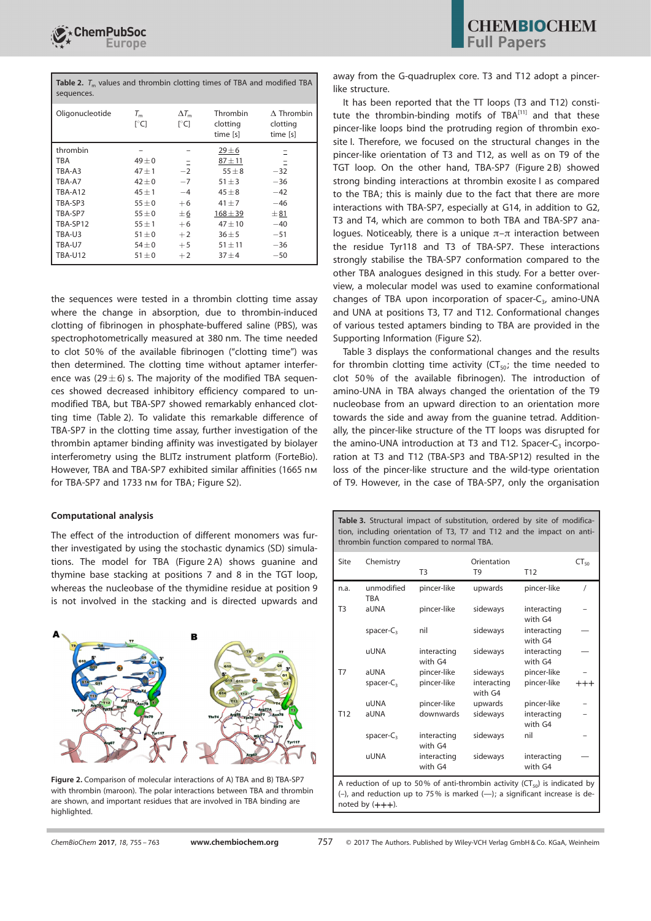**Table 2.** $T_m$ values and thrombin clotting times of TBA and modified TBA sequences.

| Oligonucleotide | $T_m$ [°C] | $\Delta T_m$ [°C] | Thrombin clotting time [s] | $\Delta$ Thrombin clotting time [s] |
|---|---|---|---|---|
| thrombin | – | – | 29±6 | – |
| TBA | 49±0 | – | 87±11 | – |
| TBA-A3 | 47±1 | −2 | 55±8 | −32 |
| TBA-A7 | 42±0 | −7 | 51±3 | −36 |
| TBA-A12 | 45±1 | −4 | 45±8 | −42 |
| TBA-SP3 | 55±0 | +6 | 41±7 | −46 |
| TBA-SP7 | 55±0 | ±6 | 168±39 | ±81 |
| TBA-SP12 | 55±1 | +6 | 47±10 | −40 |
| TBA-U3 | 51±0 | +2 | 36±5 | −51 |
| TBA-U7 | 54±0 | +5 | 51±11 | −36 |
| TBA-U12 | 51±0 | +2 | 37±4 | −50 |

the sequences were tested in a thrombin clotting time assay where the change in absorption, due to thrombin-induced clotting of fibrinogen in phosphate-buffered saline (PBS), was spectrophotometrically measured at 380 nm. The time needed to clot 50% of the available fibrinogen ("clotting time") was then determined. The clotting time without aptamer interference was (29±6) s. The majority of the modified TBA sequences showed decreased inhibitory efficiency compared to unmodified TBA, but TBA-SP7 showed remarkably enhanced clotting time (Table 2). To validate this remarkable difference of TBA-SP7 in the clotting time assay, further investigation of the thrombin aptamer binding affinity was investigated by biolayer interferometry using the BLITz instrument platform (ForteBio). However, TBA and TBA-SP7 exhibited similar affinities (1665 nM for TBA-SP7 and 1733 nM for TBA; Figure S2).

### Computational analysis

The effect of the introduction of different monomers was further investigated by using the stochastic dynamics (SD) simulations. The model for TBA (Figure 2A) shows guanine and thymine base stacking at positions 7 and 8 in the TGT loop, whereas the nucleobase of the thymidine residue at position 9 is not involved in the stacking and is directed upwards and away from the G-quadruplex core. T3 and T12 adopt a pincer-like structure.

**Figure 2.** Comparison of molecular interactions of A) TBA and B) TBA-SP7 with thrombin (maroon). The polar interactions between TBA and thrombin are shown, and important residues that are involved in TBA binding are highlighted.

It has been reported that the TT loops (T3 and T12) constitute the thrombin-binding motifs of TBA[11] and that these pincer-like loops bind the protruding region of thrombin exosite I. Therefore, we focused on the structural changes in the pincer-like orientation of T3 and T12, as well as on T9 of the TGT loop. On the other hand, TBA-SP7 (Figure 2B) showed strong binding interactions at thrombin exosite I as compared to the TBA; this is mainly due to the fact that there are more interactions with TBA-SP7, especially at G14, in addition to G2, T3 and T4, which are common to both TBA and TBA-SP7 analogues. Noticeably, there is a unique π–π interaction between the residue Tyr118 and T3 of TBA-SP7. These interactions strongly stabilise the TBA-SP7 conformation compared to the other TBA analogues designed in this study. For a better overview, a molecular model was used to examine conformational changes of TBA upon incorporation of spacer-$C_3$, amino-UNA and UNA at positions T3, T7 and T12. Conformational changes of various tested aptamers binding to TBA are provided in the Supporting Information (Figure S2).

Table 3 displays the conformational changes and the results for thrombin clotting time activity ($CT_{50}$; the time needed to clot 50% of the available fibrinogen). The introduction of amino-UNA in TBA always changed the orientation of the T9 nucleobase from an upward direction to an orientation more towards the side and away from the guanine tetrad. Additionally, the pincer-like structure of the TT loops was disrupted for the amino-UNA introduction at T3 and T12. Spacer-$C_3$ incorporation at T3 and T12 (TBA-SP3 and TBA-SP12) resulted in the loss of the pincer-like structure and the wild-type orientation of T9. However, in the case of TBA-SP7, only the organisation

**Table 3.** Structural impact of substitution, ordered by site of modification, including orientation of T3, T7 and T12 and the impact on anti-thrombin function compared to normal TBA.

| Site | Chemistry | Orientation T3 | T9 | T12 | $CT_{50}$ |
|---|---|---|---|---|---|
| n.a. | unmodified TBA | pincer-like | upwards | pincer-like | / |
| T3 | aUNA | pincer-like | sideways | interacting with G4 | – |
| | spacer-$C_3$ | nil | sideways | interacting with G4 | — |
| | uUNA | interacting with G4 | sideways | interacting with G4 | — |
| T7 | aUNA | pincer-like | sideways | pincer-like | – |
| | spacer-$C_3$ | pincer-like | interacting with G4 | pincer-like | +++ |
| | uUNA | pincer-like | upwards | pincer-like | – |
| T12 | aUNA | downwards | sideways | interacting with G4 | – |
| | spacer-$C_3$ | interacting with G4 | sideways | nil | – |
| | uUNA | interacting with G4 | sideways | interacting with G4 | — |

A reduction of up to 50% of anti-thrombin activity ($CT_{50}$) is indicated by (–), and reduction up to 75% is marked (—); a significant increase is denoted by (+++).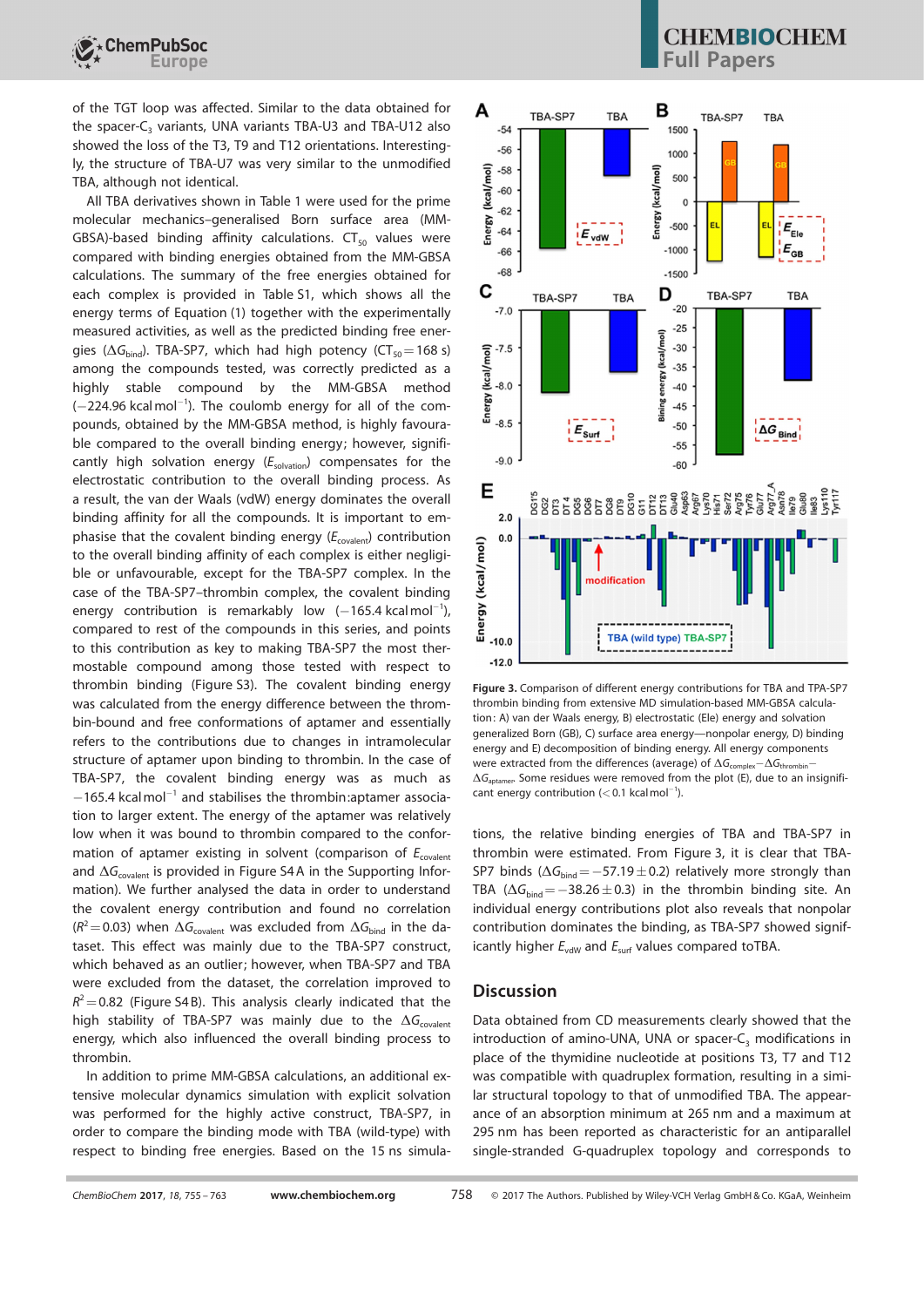of the TGT loop was affected. Similar to the data obtained for the spacer-$C_3$ variants, UNA variants TBA-U3 and TBA-U12 also showed the loss of the T3, T9 and T12 orientations. Interestingly, the structure of TBA-U7 was very similar to the unmodified TBA, although not identical.

All TBA derivatives shown in Table 1 were used for the prime molecular mechanics–generalised Born surface area (MM-GBSA)-based binding affinity calculations. $CT_{50}$ values were compared with binding energies obtained from the MM-GBSA calculations. The summary of the free energies obtained for each complex is provided in Table S1, which shows all the energy terms of Equation (1) together with the experimentally measured activities, as well as the predicted binding free energies ($\Delta G_{bind}$). TBA-SP7, which had high potency ($CT_{50}$ = 168 s) among the compounds tested, was correctly predicted as a highly stable compound by the MM-GBSA method (−224.96 kcal mol$^{-1}$). The coulomb energy for all of the compounds, obtained by the MM-GBSA method, is highly favourable compared to the overall binding energy; however, significantly high solvation energy ($E_{solvation}$) compensates for the electrostatic contribution to the overall binding process. As a result, the van der Waals (vdW) energy dominates the overall binding affinity for all the compounds. It is important to emphasise that the covalent binding energy ($E_{covalent}$) contribution to the overall binding affinity of each complex is either negligible or unfavourable, except for the TBA-SP7 complex. In the case of the TBA-SP7–thrombin complex, the covalent binding energy contribution is remarkably low (−165.4 kcal mol$^{-1}$), compared to rest of the compounds in this series, and points to this contribution as key to making TBA-SP7 the most thermostable compound among those tested with respect to thrombin binding (Figure S3). The covalent binding energy was calculated from the energy difference between the thrombin-bound and free conformations of aptamer and essentially refers to the contributions due to changes in intramolecular structure of aptamer upon binding to thrombin. In the case of TBA-SP7, the covalent binding energy was as much as −165.4 kcal mol$^{-1}$ and stabilises the thrombin:aptamer association to larger extent. The energy of the aptamer was relatively low when it was bound to thrombin compared to the conformation of aptamer existing in solvent (comparison of $E_{covalent}$ and $\Delta G_{covalent}$ is provided in Figure S4 A in the Supporting Information). We further analysed the data in order to understand the covalent energy contribution and found no correlation ($R^2$ = 0.03) when $\Delta G_{covalent}$ was excluded from $\Delta G_{bind}$ in the dataset. This effect was mainly due to the TBA-SP7 construct, which behaved as an outlier; however, when TBA-SP7 and TBA were excluded from the dataset, the correlation improved to $R^2$ = 0.82 (Figure S4 B). This analysis clearly indicated that the high stability of TBA-SP7 was mainly due to the $\Delta G_{covalent}$ energy, which also influenced the overall binding process to thrombin.

In addition to prime MM-GBSA calculations, an additional extensive molecular dynamics simulation with explicit solvation was performed for the highly active construct, TBA-SP7, in order to compare the binding mode with TBA (wild-type) with respect to binding free energies. Based on the 15 ns simulations, the relative binding energies of TBA and TBA-SP7 in thrombin were estimated. From Figure 3, it is clear that TBA-SP7 binds ($\Delta G_{bind}$ = −57.19 ± 0.2) relatively more strongly than TBA ($\Delta G_{bind}$ = −38.26 ± 0.3) in the thrombin binding site. An individual energy contributions plot also reveals that nonpolar contribution dominates the binding, as TBA-SP7 showed significantly higher $E_{vdW}$ and $E_{surf}$ values compared toTBA.

**Figure 3.** Comparison of different energy contributions for TBA and TPA-SP7 thrombin binding from extensive MD simulation-based MM-GBSA calculation: A) van der Waals energy, B) electrostatic (Ele) energy and solvation generalized Born (GB), C) surface area energy—nonpolar energy, D) binding energy and E) decomposition of binding energy. All energy components were extracted from the differences (average) of $\Delta G_{complex}-\Delta G_{thrombin}-\Delta G_{aptamer}$. Some residues were removed from the plot (E), due to an insignificant energy contribution (<0.1 kcal mol$^{-1}$).

## Discussion

Data obtained from CD measurements clearly showed that the introduction of amino-UNA, UNA or spacer-$C_3$ modifications in place of the thymidine nucleotide at positions T3, T7 and T12 was compatible with quadruplex formation, resulting in a similar structural topology to that of unmodified TBA. The appearance of an absorption minimum at 265 nm and a maximum at 295 nm has been reported as characteristic for an antiparallel single-stranded G-quadruplex topology and corresponds to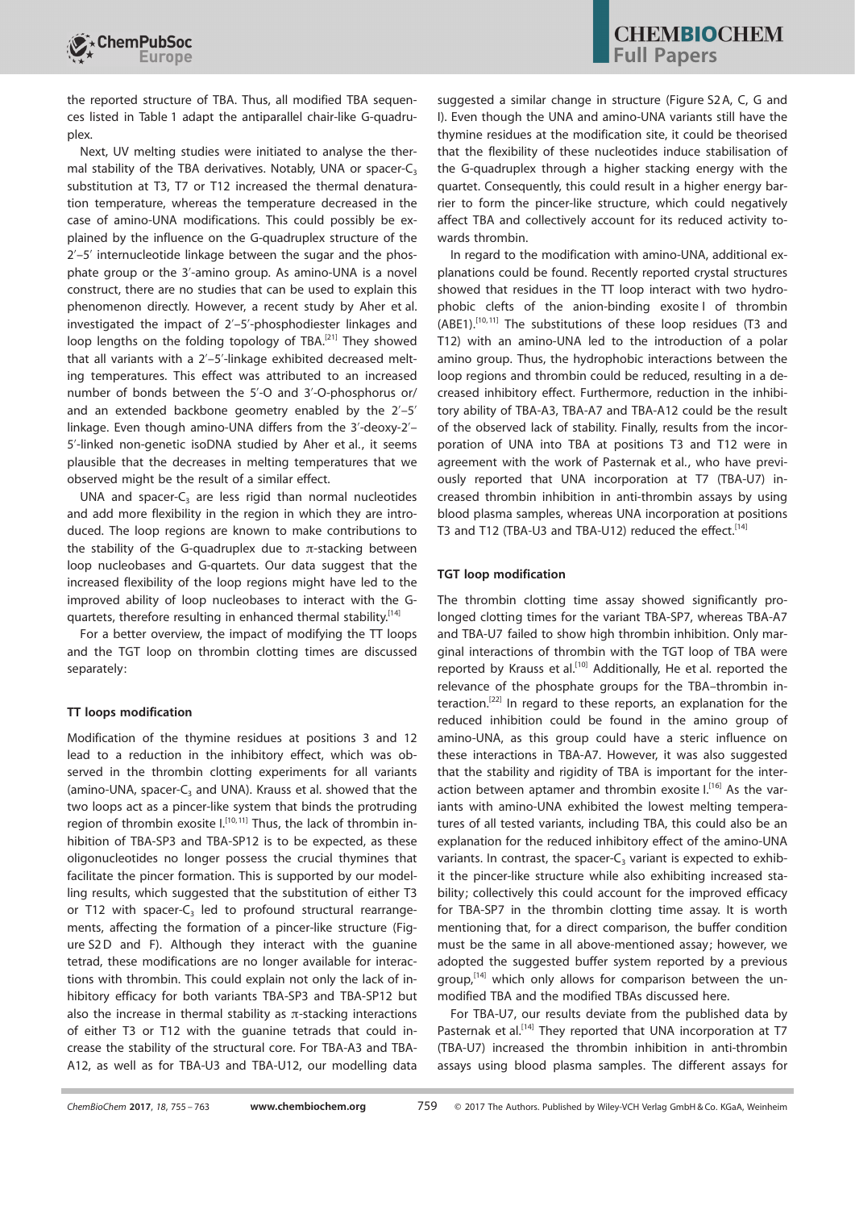the reported structure of TBA. Thus, all modified TBA sequences listed in Table 1 adapt the antiparallel chair-like G-quadruplex.

Next, UV melting studies were initiated to analyse the thermal stability of the TBA derivatives. Notably, UNA or spacer-$C_3$ substitution at T3, T7 or T12 increased the thermal denaturation temperature, whereas the temperature decreased in the case of amino-UNA modifications. This could possibly be explained by the influence on the G-quadruplex structure of the 2′–5′ internucleotide linkage between the sugar and the phosphate group or the 3′-amino group. As amino-UNA is a novel construct, there are no studies that can be used to explain this phenomenon directly. However, a recent study by Aher et al. investigated the impact of 2′–5′-phosphodiester linkages and loop lengths on the folding topology of TBA.[21] They showed that all variants with a 2′–5′-linkage exhibited decreased melting temperatures. This effect was attributed to an increased number of bonds between the 5′-O and 3′-O-phosphorus or/ and an extended backbone geometry enabled by the 2′–5′ linkage. Even though amino-UNA differs from the 3′-deoxy-2′–5′-linked non-genetic isoDNA studied by Aher et al., it seems plausible that the decreases in melting temperatures that we observed might be the result of a similar effect.

UNA and spacer-$C_3$ are less rigid than normal nucleotides and add more flexibility in the region in which they are introduced. The loop regions are known to make contributions to the stability of the G-quadruplex due to π-stacking between loop nucleobases and G-quartets. Our data suggest that the increased flexibility of the loop regions might have led to the improved ability of loop nucleobases to interact with the G-quartets, therefore resulting in enhanced thermal stability.[14]

For a better overview, the impact of modifying the TT loops and the TGT loop on thrombin clotting times are discussed separately:

### TT loops modification

Modification of the thymine residues at positions 3 and 12 lead to a reduction in the inhibitory effect, which was observed in the thrombin clotting experiments for all variants (amino-UNA, spacer-$C_3$ and UNA). Krauss et al. showed that the two loops act as a pincer-like system that binds the protruding region of thrombin exosite I.[10,11] Thus, the lack of thrombin inhibition of TBA-SP3 and TBA-SP12 is to be expected, as these oligonucleotides no longer possess the crucial thymines that facilitate the pincer formation. This is supported by our modelling results, which suggested that the substitution of either T3 or T12 with spacer-$C_3$ led to profound structural rearrangements, affecting the formation of a pincer-like structure (Figure S2 D and F). Although they interact with the guanine tetrad, these modifications are no longer available for interactions with thrombin. This could explain not only the lack of inhibitory efficacy for both variants TBA-SP3 and TBA-SP12 but also the increase in thermal stability as π-stacking interactions of either T3 or T12 with the guanine tetrads that could increase the stability of the structural core. For TBA-A3 and TBA-A12, as well as for TBA-U3 and TBA-U12, our modelling data suggested a similar change in structure (Figure S2 A, C, G and I). Even though the UNA and amino-UNA variants still have the thymine residues at the modification site, it could be theorised that the flexibility of these nucleotides induce stabilisation of the G-quadruplex through a higher stacking energy with the quartet. Consequently, this could result in a higher energy barrier to form the pincer-like structure, which could negatively affect TBA and collectively account for its reduced activity towards thrombin.

In regard to the modification with amino-UNA, additional explanations could be found. Recently reported crystal structures showed that residues in the TT loop interact with two hydrophobic clefts of the anion-binding exosite I of thrombin (ABE1).[10,11] The substitutions of these loop residues (T3 and T12) with an amino-UNA led to the introduction of a polar amino group. Thus, the hydrophobic interactions between the loop regions and thrombin could be reduced, resulting in a decreased inhibitory effect. Furthermore, reduction in the inhibitory ability of TBA-A3, TBA-A7 and TBA-A12 could be the result of the observed lack of stability. Finally, results from the incorporation of UNA into TBA at positions T3 and T12 were in agreement with the work of Pasternak et al., who have previously reported that UNA incorporation at T7 (TBA-U7) increased thrombin inhibition in anti-thrombin assays by using blood plasma samples, whereas UNA incorporation at positions T3 and T12 (TBA-U3 and TBA-U12) reduced the effect.[14]

### TGT loop modification

The thrombin clotting time assay showed significantly prolonged clotting times for the variant TBA-SP7, whereas TBA-A7 and TBA-U7 failed to show high thrombin inhibition. Only marginal interactions of thrombin with the TGT loop of TBA were reported by Krauss et al.[10] Additionally, He et al. reported the relevance of the phosphate groups for the TBA–thrombin interaction.[22] In regard to these reports, an explanation for the reduced inhibition could be found in the amino group of amino-UNA, as this group could have a steric influence on these interactions in TBA-A7. However, it was also suggested that the stability and rigidity of TBA is important for the interaction between aptamer and thrombin exosite I.[16] As the variants with amino-UNA exhibited the lowest melting temperatures of all tested variants, including TBA, this could also be an explanation for the reduced inhibitory effect of the amino-UNA variants. In contrast, the spacer-$C_3$ variant is expected to exhibit the pincer-like structure while also exhibiting increased stability; collectively this could account for the improved efficacy for TBA-SP7 in the thrombin clotting time assay. It is worth mentioning that, for a direct comparison, the buffer condition must be the same in all above-mentioned assay; however, we adopted the suggested buffer system reported by a previous group,[14] which only allows for comparison between the unmodified TBA and the modified TBAs discussed here.

For TBA-U7, our results deviate from the published data by Pasternak et al.[14] They reported that UNA incorporation at T7 (TBA-U7) increased the thrombin inhibition in anti-thrombin assays using blood plasma samples. The different assays for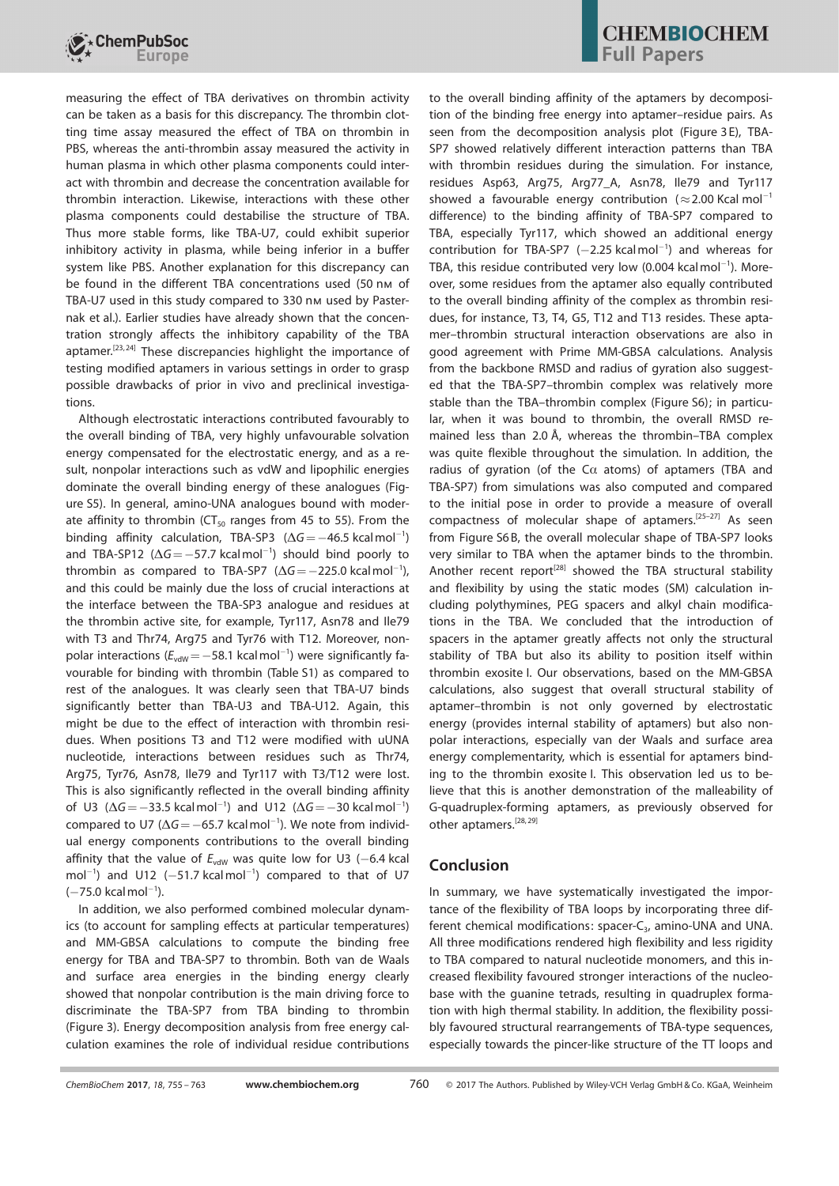measuring the effect of TBA derivatives on thrombin activity can be taken as a basis for this discrepancy. The thrombin clotting time assay measured the effect of TBA on thrombin in PBS, whereas the anti-thrombin assay measured the activity in human plasma in which other plasma components could interact with thrombin and decrease the concentration available for thrombin interaction. Likewise, interactions with these other plasma components could destabilise the structure of TBA. Thus more stable forms, like TBA-U7, could exhibit superior inhibitory activity in plasma, while being inferior in a buffer system like PBS. Another explanation for this discrepancy can be found in the different TBA concentrations used (50 nM of TBA-U7 used in this study compared to 330 nM used by Pasternak et al.). Earlier studies have already shown that the concentration strongly affects the inhibitory capability of the TBA aptamer.[23,24] These discrepancies highlight the importance of testing modified aptamers in various settings in order to grasp possible drawbacks of prior in vivo and preclinical investigations.

Although electrostatic interactions contributed favourably to the overall binding of TBA, very highly unfavourable solvation energy compensated for the electrostatic energy, and as a result, nonpolar interactions such as vdW and lipophilic energies dominate the overall binding energy of these analogues (Figure S5). In general, amino-UNA analogues bound with moderate affinity to thrombin ($CT_{50}$ ranges from 45 to 55). From the binding affinity calculation, TBA-SP3 ($\Delta G = -46.5$ kcal mol$^{-1}$) and TBA-SP12 ($\Delta G = -57.7$ kcal mol$^{-1}$) should bind poorly to thrombin as compared to TBA-SP7 ($\Delta G = -225.0$ kcal mol$^{-1}$), and this could be mainly due the loss of crucial interactions at the interface between the TBA-SP3 analogue and residues at the thrombin active site, for example, Tyr117, Asn78 and Ile79 with T3 and Thr74, Arg75 and Tyr76 with T12. Moreover, nonpolar interactions ($E_{vdW} = -58.1$ kcal mol$^{-1}$) were significantly favourable for binding with thrombin (Table S1) as compared to rest of the analogues. It was clearly seen that TBA-U7 binds significantly better than TBA-U3 and TBA-U12. Again, this might be due to the effect of interaction with thrombin residues. When positions T3 and T12 were modified with uUNA nucleotide, interactions between residues such as Thr74, Arg75, Tyr76, Asn78, Ile79 and Tyr117 with T3/T12 were lost. This is also significantly reflected in the overall binding affinity of U3 ($\Delta G = -33.5$ kcal mol$^{-1}$) and U12 ($\Delta G = -30$ kcal mol$^{-1}$) compared to U7 ($\Delta G = -65.7$ kcal mol$^{-1}$). We note from individual energy components contributions to the overall binding affinity that the value of $E_{vdW}$ was quite low for U3 ($-6.4$ kcal mol$^{-1}$) and U12 ($-51.7$ kcal mol$^{-1}$) compared to that of U7 ($-75.0$ kcal mol$^{-1}$).

In addition, we also performed combined molecular dynamics (to account for sampling effects at particular temperatures) and MM-GBSA calculations to compute the binding free energy for TBA and TBA-SP7 to thrombin. Both van de Waals and surface area energies in the binding energy clearly showed that nonpolar contribution is the main driving force to discriminate the TBA-SP7 from TBA binding to thrombin (Figure 3). Energy decomposition analysis from free energy calculation examines the role of individual residue contributions to the overall binding affinity of the aptamers by decomposition of the binding free energy into aptamer–residue pairs. As seen from the decomposition analysis plot (Figure 3E), TBA-SP7 showed relatively different interaction patterns than TBA with thrombin residues during the simulation. For instance, residues Asp63, Arg75, Arg77_A, Asn78, Ile79 and Tyr117 showed a favourable energy contribution ($\approx 2.00$ Kcal mol$^{-1}$ difference) to the binding affinity of TBA-SP7 compared to TBA, especially Tyr117, which showed an additional energy contribution for TBA-SP7 ($-2.25$ kcal mol$^{-1}$) and whereas for TBA, this residue contributed very low (0.004 kcal mol$^{-1}$). Moreover, some residues from the aptamer also equally contributed to the overall binding affinity of the complex as thrombin residues, for instance, T3, T4, G5, T12 and T13 residues. These aptamer–thrombin structural interaction observations are also in good agreement with Prime MM-GBSA calculations. Analysis from the backbone RMSD and radius of gyration also suggested that the TBA-SP7–thrombin complex was relatively more stable than the TBA–thrombin complex (Figure S6); in particular, when it was bound to thrombin, the overall RMSD remained less than 2.0 Å, whereas the thrombin–TBA complex was quite flexible throughout the simulation. In addition, the radius of gyration (of the Cα atoms) of aptamers (TBA and TBA-SP7) from simulations was also computed and compared to the initial pose in order to provide a measure of overall compactness of molecular shape of aptamers.[25–27] As seen from Figure S6B, the overall molecular shape of TBA-SP7 looks very similar to TBA when the aptamer binds to the thrombin. Another recent report[28] showed the TBA structural stability and flexibility by using the static modes (SM) calculation including polythymines, PEG spacers and alkyl chain modifications in the TBA. We concluded that the introduction of spacers in the aptamer greatly affects not only the structural stability of TBA but also its ability to position itself within thrombin exosite I. Our observations, based on the MM-GBSA calculations, also suggest that overall structural stability of aptamer–thrombin is not only governed by electrostatic energy (provides internal stability of aptamers) but also nonpolar interactions, especially van der Waals and surface area energy complementarity, which is essential for aptamers binding to the thrombin exosite I. This observation led us to believe that this is another demonstration of the malleability of G-quadruplex-forming aptamers, as previously observed for other aptamers.[28,29]

## Conclusion

In summary, we have systematically investigated the importance of the flexibility of TBA loops by incorporating three different chemical modifications: spacer-$C_3$, amino-UNA and UNA. All three modifications rendered high flexibility and less rigidity to TBA compared to natural nucleotide monomers, and this increased flexibility favoured stronger interactions of the nucleobase with the guanine tetrads, resulting in quadruplex formation with high thermal stability. In addition, the flexibility possibly favoured structural rearrangements of TBA-type sequences, especially towards the pincer-like structure of the TT loops and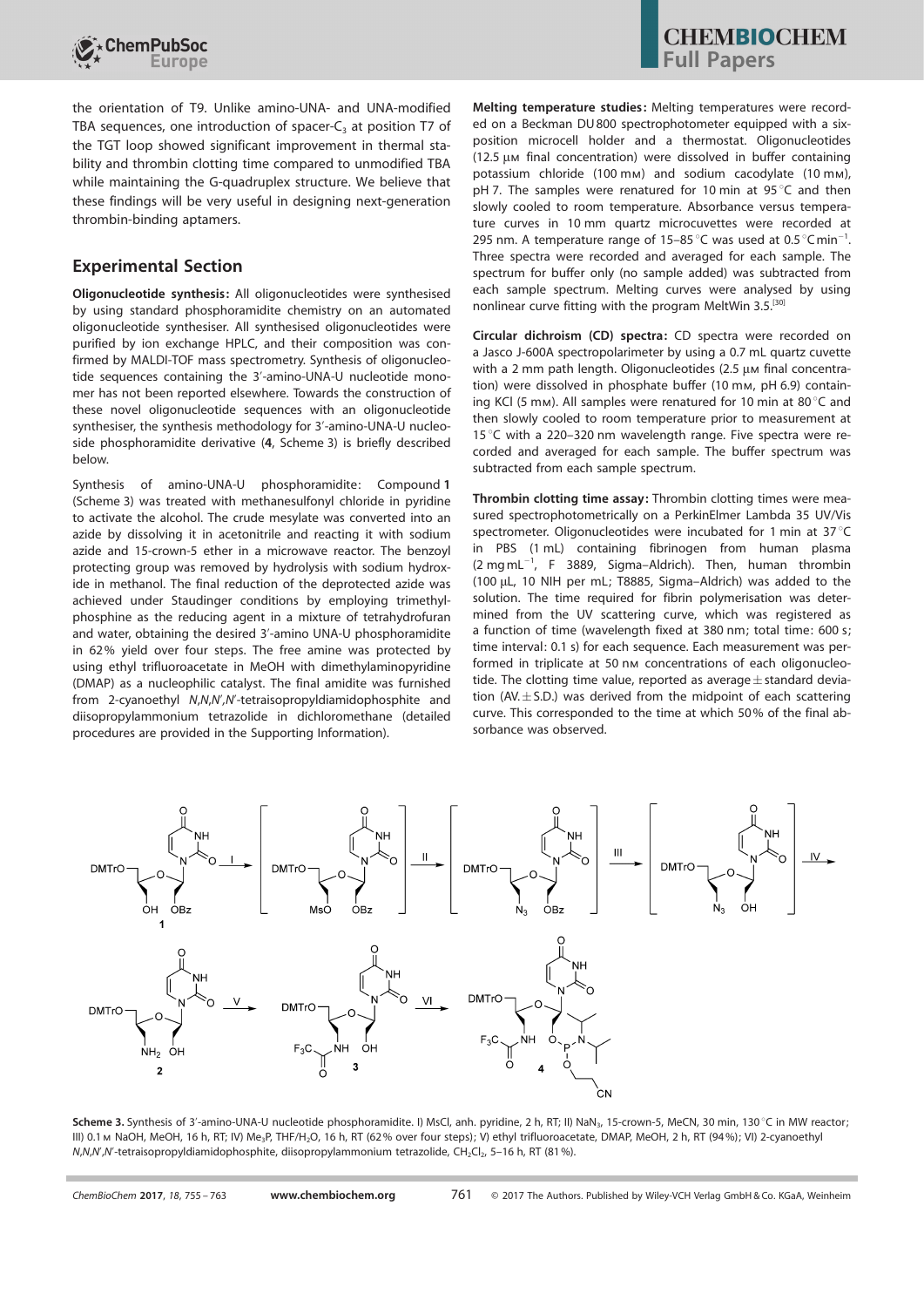the orientation of T9. Unlike amino-UNA- and UNA-modified TBA sequences, one introduction of spacer-$C_3$ at position T7 of the TGT loop showed significant improvement in thermal stability and thrombin clotting time compared to unmodified TBA while maintaining the G-quadruplex structure. We believe that these findings will be very useful in designing next-generation thrombin-binding aptamers.

## Experimental Section

**Oligonucleotide synthesis:** All oligonucleotides were synthesised by using standard phosphoramidite chemistry on an automated oligonucleotide synthesiser. All synthesised oligonucleotides were purified by ion exchange HPLC, and their composition was confirmed by MALDI-TOF mass spectrometry. Synthesis of oligonucleotide sequences containing the 3′-amino-UNA-U nucleotide monomer has not been reported elsewhere. Towards the construction of these novel oligonucleotide sequences with an oligonucleotide synthesiser, the synthesis methodology for 3′-amino-UNA-U nucleoside phosphoramidite derivative (**4**, Scheme 3) is briefly described below.

Synthesis of amino-UNA-U phosphoramidite: Compound **1** (Scheme 3) was treated with methanesulfonyl chloride in pyridine to activate the alcohol. The crude mesylate was converted into an azide by dissolving it in acetonitrile and reacting it with sodium azide and 15-crown-5 ether in a microwave reactor. The benzoyl protecting group was removed by hydrolysis with sodium hydroxide in methanol. The final reduction of the deprotected azide was achieved under Staudinger conditions by employing trimethylphosphine as the reducing agent in a mixture of tetrahydrofuran and water, obtaining the desired 3′-amino UNA-U phosphoramidite in 62% yield over four steps. The free amine was protected by using ethyl trifluoroacetate in MeOH with dimethylaminopyridine (DMAP) as a nucleophilic catalyst. The final amidite was furnished from 2-cyanoethyl *N,N,N′,N′*-tetraisopropyldiamidophosphite and diisopropylammonium tetrazolide in dichloromethane (detailed procedures are provided in the Supporting Information).

**Melting temperature studies:** Melting temperatures were recorded on a Beckman DU800 spectrophotometer equipped with a six-position microcell holder and a thermostat. Oligonucleotides (12.5 μM final concentration) were dissolved in buffer containing potassium chloride (100 mM) and sodium cacodylate (10 mM), pH 7. The samples were renatured for 10 min at 95 °C and then slowly cooled to room temperature. Absorbance versus temperature curves in 10 mm quartz microcuvettes were recorded at 295 nm. A temperature range of 15–85 °C was used at 0.5 °C min$^{-1}$. Three spectra were recorded and averaged for each sample. The spectrum for buffer only (no sample added) was subtracted from each sample spectrum. Melting curves were analysed by using nonlinear curve fitting with the program MeltWin 3.5.[30]

**Circular dichroism (CD) spectra:** CD spectra were recorded on a Jasco J-600A spectropolarimeter by using a 0.7 mL quartz cuvette with a 2 mm path length. Oligonucleotides (2.5 μM final concentration) were dissolved in phosphate buffer (10 mM, pH 6.9) containing KCl (5 mM). All samples were renatured for 10 min at 80 °C and then slowly cooled to room temperature prior to measurement at 15 °C with a 220–320 nm wavelength range. Five spectra were recorded and averaged for each sample. The buffer spectrum was subtracted from each sample spectrum.

**Thrombin clotting time assay:** Thrombin clotting times were measured spectrophotometrically on a PerkinElmer Lambda 35 UV/Vis spectrometer. Oligonucleotides were incubated for 1 min at 37 °C in PBS (1 mL) containing fibrinogen from human plasma (2 mg mL$^{-1}$, F 3889, Sigma–Aldrich). Then, human thrombin (100 μL, 10 NIH per mL; T8885, Sigma–Aldrich) was added to the solution. The time required for fibrin polymerisation was determined from the UV scattering curve, which was registered as a function of time (wavelength fixed at 380 nm; total time: 600 s; time interval: 0.1 s) for each sequence. Each measurement was performed in triplicate at 50 nM concentrations of each oligonucleotide. The clotting time value, reported as average ± standard deviation (AV. ± S.D.) was derived from the midpoint of each scattering curve. This corresponded to the time at which 50% of the final absorbance was observed.

**Scheme 3.** Synthesis of 3′-amino-UNA-U nucleotide phosphoramidite. I) MsCl, anh. pyridine, 2 h, RT; II) $NaN_3$, 15-crown-5, MeCN, 30 min, 130 °C in MW reactor; III) 0.1 M NaOH, MeOH, 16 h, RT; IV) $Me_3P$, THF/$H_2O$, 16 h, RT (62% over four steps); V) ethyl trifluoroacetate, DMAP, MeOH, 2 h, RT (94%); VI) 2-cyanoethyl *N,N,N′,N′*-tetraisopropyldiamidophosphite, diisopropylammonium tetrazolide, $CH_2Cl_2$, 5–16 h, RT (81%).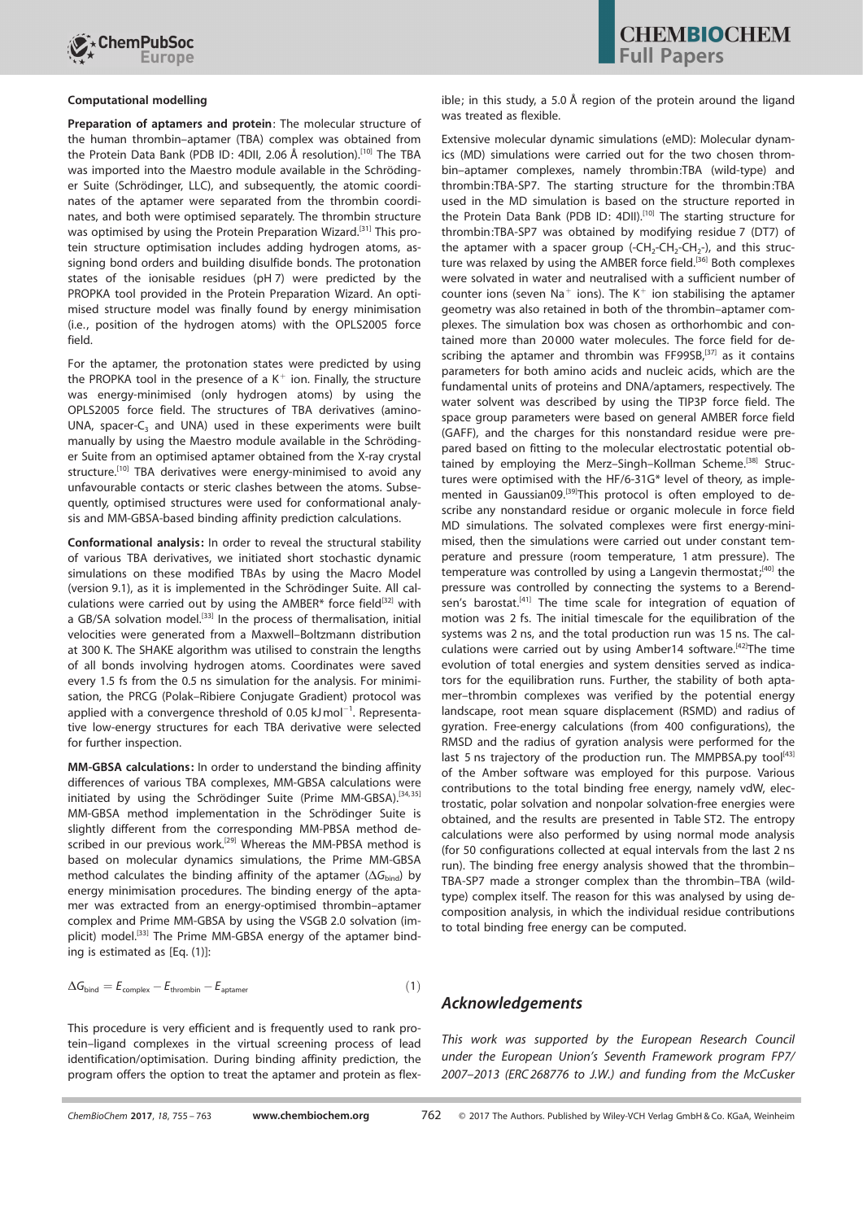**Computational modelling**

**Preparation of aptamers and protein**: The molecular structure of the human thrombin–aptamer (TBA) complex was obtained from the Protein Data Bank (PDB ID: 4DII, 2.06 Å resolution).[10] The TBA was imported into the Maestro module available in the Schrödinger Suite (Schrödinger, LLC), and subsequently, the atomic coordinates of the aptamer were separated from the thrombin coordinates, and both were optimised separately. The thrombin structure was optimised by using the Protein Preparation Wizard.[31] This protein structure optimisation includes adding hydrogen atoms, assigning bond orders and building disulfide bonds. The protonation states of the ionisable residues (pH 7) were predicted by the PROPKA tool provided in the Protein Preparation Wizard. An optimised structure model was finally found by energy minimisation (i.e., position of the hydrogen atoms) with the OPLS2005 force field.

For the aptamer, the protonation states were predicted by using the PROPKA tool in the presence of a $K^+$ ion. Finally, the structure was energy-minimised (only hydrogen atoms) by using the OPLS2005 force field. The structures of TBA derivatives (amino-UNA, spacer-$C_3$ and UNA) used in these experiments were built manually by using the Maestro module available in the Schrödinger Suite from an optimised aptamer obtained from the X-ray crystal structure.[10] TBA derivatives were energy-minimised to avoid any unfavourable contacts or steric clashes between the atoms. Subsequently, optimised structures were used for conformational analysis and MM-GBSA-based binding affinity prediction calculations.

**Conformational analysis:** In order to reveal the structural stability of various TBA derivatives, we initiated short stochastic dynamic simulations on these modified TBAs by using the Macro Model (version 9.1), as it is implemented in the Schrödinger Suite. All calculations were carried out by using the AMBER* force field[32] with a GB/SA solvation model.[33] In the process of thermalisation, initial velocities were generated from a Maxwell–Boltzmann distribution at 300 K. The SHAKE algorithm was utilised to constrain the lengths of all bonds involving hydrogen atoms. Coordinates were saved every 1.5 fs from the 0.5 ns simulation for the analysis. For minimisation, the PRCG (Polak–Ribiere Conjugate Gradient) protocol was applied with a convergence threshold of 0.05 kJ mol$^{-1}$. Representative low-energy structures for each TBA derivative were selected for further inspection.

**MM-GBSA calculations:** In order to understand the binding affinity differences of various TBA complexes, MM-GBSA calculations were initiated by using the Schrödinger Suite (Prime MM-GBSA).[34,35] MM-GBSA method implementation in the Schrödinger Suite is slightly different from the corresponding MM-PBSA method described in our previous work.[29] Whereas the MM-PBSA method is based on molecular dynamics simulations, the Prime MM-GBSA method calculates the binding affinity of the aptamer ($\Delta G_{bind}$) by energy minimisation procedures. The binding energy of the aptamer was extracted from an energy-optimised thrombin–aptamer complex and Prime MM-GBSA by using the VSGB 2.0 solvation (implicit) model.[33] The Prime MM-GBSA energy of the aptamer binding is estimated as [Eq. (1)]:

$$\Delta G_{bind} = E_{complex} - E_{thrombin} - E_{aptamer} \tag{1}$$

This procedure is very efficient and is frequently used to rank protein–ligand complexes in the virtual screening process of lead identification/optimisation. During binding affinity prediction, the program offers the option to treat the aptamer and protein as flexible; in this study, a 5.0 Å region of the protein around the ligand was treated as flexible.

Extensive molecular dynamic simulations (eMD): Molecular dynamics (MD) simulations were carried out for the two chosen thrombin–aptamer complexes, namely thrombin:TBA (wild-type) and thrombin:TBA-SP7. The starting structure for the thrombin:TBA used in the MD simulation is based on the structure reported in the Protein Data Bank (PDB ID: 4DII).[10] The starting structure for thrombin:TBA-SP7 was obtained by modifying residue 7 (DT7) of the aptamer with a spacer group (-$CH_2$-$CH_2$-$CH_2$-), and this structure was relaxed by using the AMBER force field.[36] Both complexes were solvated in water and neutralised with a sufficient number of counter ions (seven $Na^+$ ions). The $K^+$ ion stabilising the aptamer geometry was also retained in both of the thrombin–aptamer complexes. The simulation box was chosen as orthorhombic and contained more than 20 000 water molecules. The force field for describing the aptamer and thrombin was FF99SB,[37] as it contains parameters for both amino acids and nucleic acids, which are the fundamental units of proteins and DNA/aptamers, respectively. The water solvent was described by using the TIP3P force field. The space group parameters were based on general AMBER force field (GAFF), and the charges for this nonstandard residue were prepared based on fitting to the molecular electrostatic potential obtained by employing the Merz–Singh–Kollman Scheme.[38] Structures were optimised with the HF/6-31G* level of theory, as implemented in Gaussian09.[39] This protocol is often employed to describe any nonstandard residue or organic molecule in force field MD simulations. The solvated complexes were first energy-minimised, then the simulations were carried out under constant temperature and pressure (room temperature, 1 atm pressure). The temperature was controlled by using a Langevin thermostat;[40] the pressure was controlled by connecting the systems to a Berendsen's barostat.[41] The time scale for integration of equation of motion was 2 fs. The initial timescale for the equilibration of the systems was 2 ns, and the total production run was 15 ns. The calculations were carried out by using Amber14 software.[42] The time evolution of total energies and system densities served as indicators for the equilibration runs. Further, the stability of both aptamer–thrombin complexes was verified by the potential energy landscape, root mean square displacement (RSMD) and radius of gyration. Free-energy calculations (from 400 configurations), the RMSD and the radius of gyration analysis were performed for the last 5 ns trajectory of the production run. The MMPBSA.py tool[43] of the Amber software was employed for this purpose. Various contributions to the total binding free energy, namely vdW, electrostatic, polar solvation and nonpolar solvation-free energies were obtained, and the results are presented in Table ST2. The entropy calculations were also performed by using normal mode analysis (for 50 configurations collected at equal intervals from the last 2 ns run). The binding free energy analysis showed that the thrombin–TBA-SP7 made a stronger complex than the thrombin–TBA (wild-type) complex itself. The reason for this was analysed by using decomposition analysis, in which the individual residue contributions to total binding free energy can be computed.

## Acknowledgements

*This work was supported by the European Research Council under the European Union's Seventh Framework program FP7/2007–2013 (ERC 268776 to J.W.) and funding from the McCusker*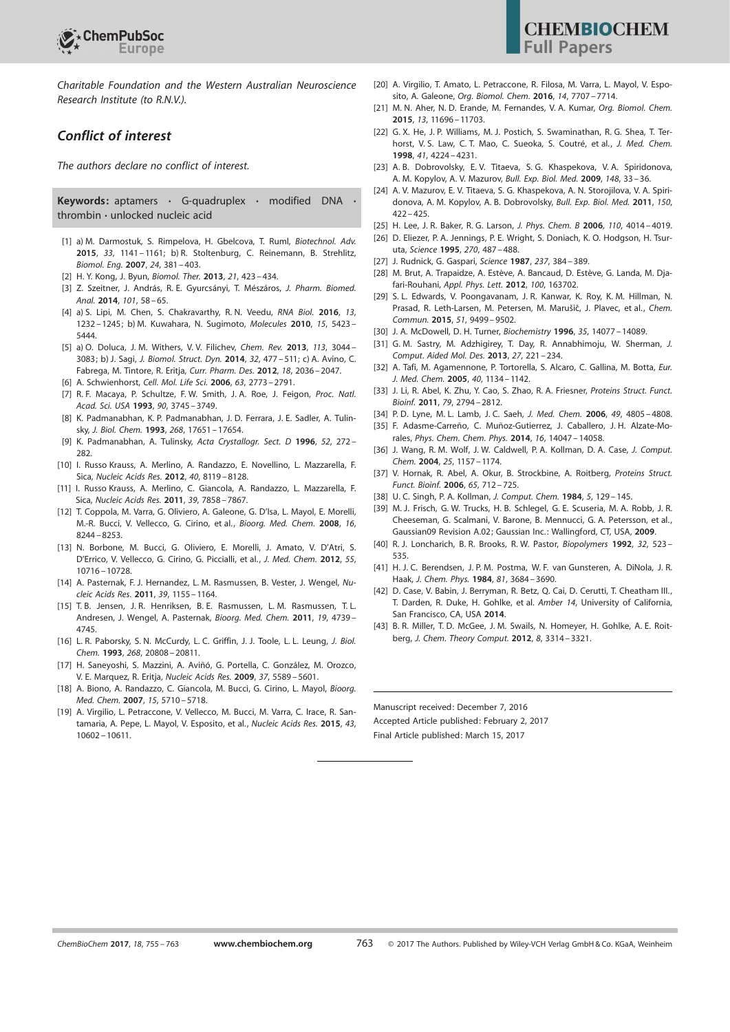*Charitable Foundation and the Western Australian Neuroscience Research Institute (to R.N.V.).*

## Conflict of interest

*The authors declare no conflict of interest.*

**Keywords:** aptamers · G-quadruplex · modified DNA · thrombin · unlocked nucleic acid

- [1] a) M. Darmostuk, S. Rimpelova, H. Gbelcova, T. Ruml, *Biotechnol. Adv.* **2015**, *33*, 1141–1161; b) R. Stoltenburg, C. Reinemann, B. Strehlitz, *Biomol. Eng.* **2007**, *24*, 381–403.
- [2] H. Y. Kong, J. Byun, *Biomol. Ther.* **2013**, *21*, 423–434.
- [3] Z. Szeitner, J. András, R. E. Gyurcsányi, T. Mészáros, *J. Pharm. Biomed. Anal.* **2014**, *101*, 58–65.
- [4] a) S. Lipi, M. Chen, S. Chakravarthy, R. N. Veedu, *RNA Biol.* **2016**, *13*, 1232–1245; b) M. Kuwahara, N. Sugimoto, *Molecules* **2010**, *15*, 5423–5444.
- [5] a) O. Doluca, J. M. Withers, V. V. Filichev, *Chem. Rev.* **2013**, *113*, 3044–3083; b) J. Sagi, *J. Biomol. Struct. Dyn.* **2014**, *32*, 477–511; c) A. Avino, C. Fabrega, M. Tintore, R. Eritja, *Curr. Pharm. Des.* **2012**, *18*, 2036–2047.
- [6] A. Schwienhorst, *Cell. Mol. Life Sci.* **2006**, *63*, 2773–2791.
- [7] R. F. Macaya, P. Schultze, F. W. Smith, J. A. Roe, J. Feigon, *Proc. Natl. Acad. Sci. USA* **1993**, *90*, 3745–3749.
- [8] K. Padmanabhan, K. P. Padmanabhan, J. D. Ferrara, J. E. Sadler, A. Tulinsky, *J. Biol. Chem.* **1993**, *268*, 17651–17654.
- [9] K. Padmanabhan, A. Tulinsky, *Acta Crystallogr. Sect. D* **1996**, *52*, 272–282.
- [10] I. Russo Krauss, A. Merlino, A. Randazzo, E. Novellino, L. Mazzarella, F. Sica, *Nucleic Acids Res.* **2012**, *40*, 8119–8128.
- [11] I. Russo Krauss, A. Merlino, C. Giancola, A. Randazzo, L. Mazzarella, F. Sica, *Nucleic Acids Res.* **2011**, *39*, 7858–7867.
- [12] T. Coppola, M. Varra, G. Oliviero, A. Galeone, G. D'Isa, L. Mayol, E. Morelli, M.-R. Bucci, V. Vellecco, G. Cirino, et al., *Bioorg. Med. Chem.* **2008**, *16*, 8244–8253.
- [13] N. Borbone, M. Bucci, G. Oliviero, E. Morelli, J. Amato, V. D'Atri, S. D'Errico, V. Vellecco, G. Cirino, G. Piccialli, et al., *J. Med. Chem.* **2012**, *55*, 10716–10728.
- [14] A. Pasternak, F. J. Hernandez, L. M. Rasmussen, B. Vester, J. Wengel, *Nucleic Acids Res.* **2011**, *39*, 1155–1164.
- [15] T. B. Jensen, J. R. Henriksen, B. E. Rasmussen, L. M. Rasmussen, T. L. Andresen, J. Wengel, A. Pasternak, *Bioorg. Med. Chem.* **2011**, *19*, 4739–4745.
- [16] L. R. Paborsky, S. N. McCurdy, L. C. Griffin, J. J. Toole, L. L. Leung, *J. Biol. Chem.* **1993**, *268*, 20808–20811.
- [17] H. Saneyoshi, S. Mazzini, A. Aviñó, G. Portella, C. González, M. Orozco, V. E. Marquez, R. Eritja, *Nucleic Acids Res.* **2009**, *37*, 5589–5601.
- [18] A. Biono, A. Randazzo, C. Giancola, M. Bucci, G. Cirino, L. Mayol, *Bioorg. Med. Chem.* **2007**, *15*, 5710–5718.
- [19] A. Virgilio, L. Petraccone, V. Vellecco, M. Bucci, M. Varra, C. Irace, R. Santamaria, A. Pepe, L. Mayol, V. Esposito, et al., *Nucleic Acids Res.* **2015**, *43*, 10602–10611.
- [20] A. Virgilio, T. Amato, L. Petraccone, R. Filosa, M. Varra, L. Mayol, V. Esposito, A. Galeone, *Org. Biomol. Chem.* **2016**, *14*, 7707–7714.
- [21] M. N. Aher, N. D. Erande, M. Fernandes, V. A. Kumar, *Org. Biomol. Chem.* **2015**, *13*, 11696–11703.
- [22] G. X. He, J. P. Williams, M. J. Postich, S. Swaminathan, R. G. Shea, T. Terhorst, V. S. Law, C. T. Mao, C. Sueoka, S. Coutré, et al., *J. Med. Chem.* **1998**, *41*, 4224–4231.
- [23] A. B. Dobrovolsky, E. V. Titaeva, S. G. Khaspekova, V. A. Spiridonova, A. M. Kopylov, A. V. Mazurov, *Bull. Exp. Biol. Med.* **2009**, *148*, 33–36.
- [24] A. V. Mazurov, E. V. Titaeva, S. G. Khaspekova, A. N. Storojilova, V. A. Spiridonova, A. M. Kopylov, A. B. Dobrovolsky, *Bull. Exp. Biol. Med.* **2011**, *150*, 422–425.
- [25] H. Lee, J. R. Baker, R. G. Larson, *J. Phys. Chem. B* **2006**, *110*, 4014–4019.
- [26] D. Eliezer, P. A. Jennings, P. E. Wright, S. Doniach, K. O. Hodgson, H. Tsuruta, *Science* **1995**, *270*, 487–488.
- [27] J. Rudnick, G. Gaspari, *Science* **1987**, *237*, 384–389.
- [28] M. Brut, A. Trapaidze, A. Estève, A. Bancaud, D. Estève, G. Landa, M. Djafari-Rouhani, *Appl. Phys. Lett.* **2012**, *100*, 163702.
- [29] S. L. Edwards, V. Poongavanam, J. R. Kanwar, K. Roy, K. M. Hillman, N. Prasad, R. Leth-Larsen, M. Petersen, M. Marušič, J. Plavec, et al., *Chem. Commun.* **2015**, *51*, 9499–9502.
- [30] J. A. McDowell, D. H. Turner, *Biochemistry* **1996**, *35*, 14077–14089.
- [31] G. M. Sastry, M. Adzhigirey, T. Day, R. Annabhimoju, W. Sherman, *J. Comput. Aided Mol. Des.* **2013**, *27*, 221–234.
- [32] A. Tafi, M. Agamennone, P. Tortorella, S. Alcaro, C. Gallina, M. Botta, *Eur. J. Med. Chem.* **2005**, *40*, 1134–1142.
- [33] J. Li, R. Abel, K. Zhu, Y. Cao, S. Zhao, R. A. Friesner, *Proteins Struct. Funct. Bioinf.* **2011**, *79*, 2794–2812.
- [34] P. D. Lyne, M. L. Lamb, J. C. Saeh, *J. Med. Chem.* **2006**, *49*, 4805–4808.
- [35] F. Adasme-Carreño, C. Muñoz-Gutierrez, J. Caballero, J. H. Alzate-Morales, *Phys. Chem. Chem. Phys.* **2014**, *16*, 14047–14058.
- [36] J. Wang, R. M. Wolf, J. W. Caldwell, P. A. Kollman, D. A. Case, *J. Comput. Chem.* **2004**, *25*, 1157–1174.
- [37] V. Hornak, R. Abel, A. Okur, B. Strockbine, A. Roitberg, *Proteins Struct. Funct. Bioinf.* **2006**, *65*, 712–725.
- [38] U. C. Singh, P. A. Kollman, *J. Comput. Chem.* **1984**, *5*, 129–145.
- [39] M. J. Frisch, G. W. Trucks, H. B. Schlegel, G. E. Scuseria, M. A. Robb, J. R. Cheeseman, G. Scalmani, V. Barone, B. Mennucci, G. A. Petersson, et al., Gaussian09 Revision A.02; Gaussian Inc.: Wallingford, CT, USA, **2009**.
- [40] R. J. Loncharich, B. R. Brooks, R. W. Pastor, *Biopolymers* **1992**, *32*, 523–535.
- [41] H. J. C. Berendsen, J. P. M. Postma, W. F. van Gunsteren, A. DiNola, J. R. Haak, *J. Chem. Phys.* **1984**, *81*, 3684–3690.
- [42] D. Case, V. Babin, J. Berryman, R. Betz, Q. Cai, D. Cerutti, T. Cheatham III., T. Darden, R. Duke, H. Gohlke, et al. *Amber 14*, University of California, San Francisco, CA, USA **2014**.
- [43] B. R. Miller, T. D. McGee, J. M. Swails, N. Homeyer, H. Gohlke, A. E. Roitberg, *J. Chem. Theory Comput.* **2012**, *8*, 3314–3321.

Manuscript received: December 7, 2016
Accepted Article published: February 2, 2017
Final Article published: March 15, 2017